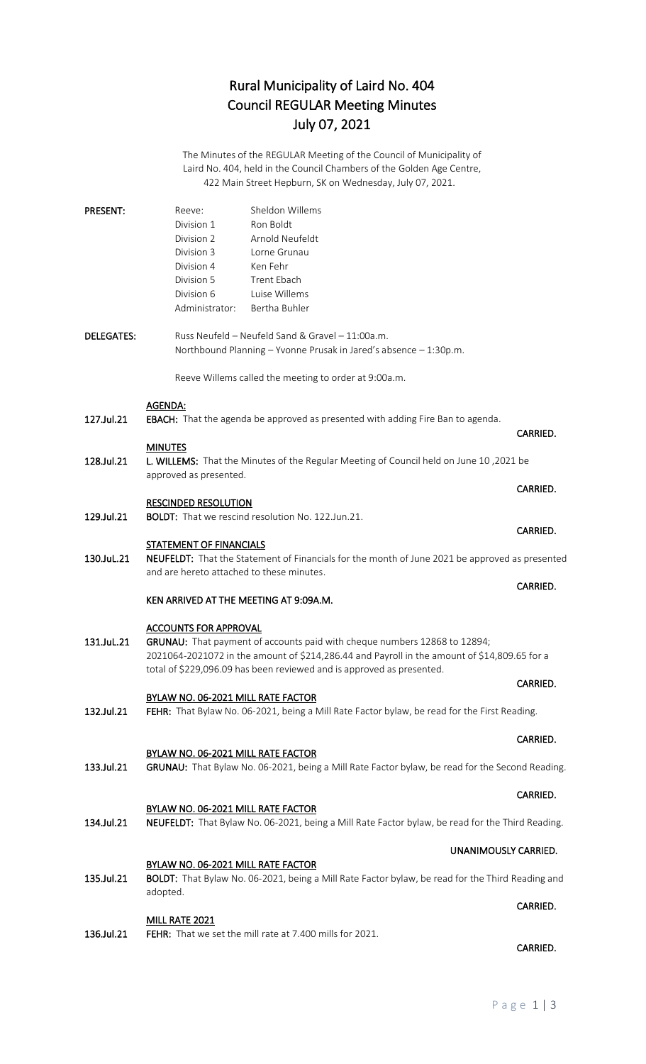# Rural Municipality of Laird No. 404
# Council REGULAR Meeting Minutes
# July 07, 2021

The Minutes of the REGULAR Meeting of the Council of Municipality of Laird No. 404, held in the Council Chambers of the Golden Age Centre, 422 Main Street Hepburn, SK on Wednesday, July 07, 2021.

**PRESENT:**

| | |
|---|---|
| Reeve: | Sheldon Willems |
| Division 1 | Ron Boldt |
| Division 2 | Arnold Neufeldt |
| Division 3 | Lorne Grunau |
| Division 4 | Ken Fehr |
| Division 5 | Trent Ebach |
| Division 6 | Luise Willems |
| Administrator: | Bertha Buhler |

**DELEGATES:**

Russ Neufeld – Neufeld Sand & Gravel – 11:00a.m.
Northbound Planning – Yvonne Prusak in Jared's absence – 1:30p.m.

Reeve Willems called the meeting to order at 9:00a.m.

**AGENDA:**

**127.Jul.21** **EBACH:** That the agenda be approved as presented with adding Fire Ban to agenda.

**CARRIED.**

**MINUTES**

**128.Jul.21** **L. WILLEMS:** That the Minutes of the Regular Meeting of Council held on June 10 ,2021 be approved as presented.

**CARRIED.**

**RESCINDED RESOLUTION**

**129.Jul.21** **BOLDT:** That we rescind resolution No. 122.Jun.21.

**CARRIED.**

**STATEMENT OF FINANCIALS**

**130.JuL.21** **NEUFELDT:** That the Statement of Financials for the month of June 2021 be approved as presented and are hereto attached to these minutes.

**CARRIED.**

**KEN ARRIVED AT THE MEETING AT 9:09A.M.**

**ACCOUNTS FOR APPROVAL**

**131.JuL.21** **GRUNAU:** That payment of accounts paid with cheque numbers 12868 to 12894; 2021064-2021072 in the amount of $214,286.44 and Payroll in the amount of $14,809.65 for a total of $229,096.09 has been reviewed and is approved as presented.

**CARRIED.**

**BYLAW NO. 06-2021 MILL RATE FACTOR**

**132.Jul.21** **FEHR:** That Bylaw No. 06-2021, being a Mill Rate Factor bylaw, be read for the First Reading.

**CARRIED.**

**BYLAW NO. 06-2021 MILL RATE FACTOR**

**133.Jul.21** **GRUNAU:** That Bylaw No. 06-2021, being a Mill Rate Factor bylaw, be read for the Second Reading.

**CARRIED.**

**BYLAW NO. 06-2021 MILL RATE FACTOR**

**134.Jul.21** **NEUFELDT:** That Bylaw No. 06-2021, being a Mill Rate Factor bylaw, be read for the Third Reading.

**UNANIMOUSLY CARRIED.**

**BYLAW NO. 06-2021 MILL RATE FACTOR**

**135.Jul.21** **BOLDT:** That Bylaw No. 06-2021, being a Mill Rate Factor bylaw, be read for the Third Reading and adopted.

**CARRIED.**

**MILL RATE 2021**

**136.Jul.21** **FEHR:** That we set the mill rate at 7.400 mills for 2021.

**CARRIED.**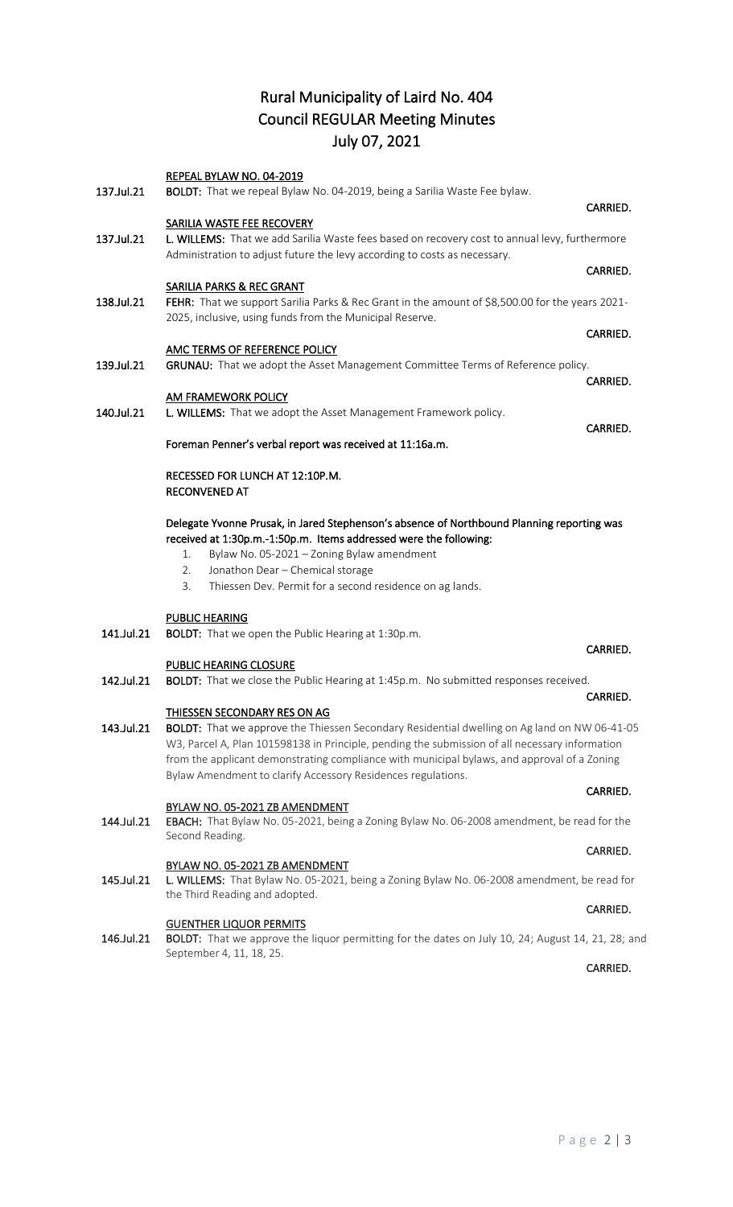# Rural Municipality of Laird No. 404
## Council REGULAR Meeting Minutes
## July 07, 2021

**REPEAL BYLAW NO. 04-2019**

**137.Jul.21** **BOLDT:** That we repeal Bylaw No. 04-2019, being a Sarilia Waste Fee bylaw.

CARRIED.

**SARILIA WASTE FEE RECOVERY**

**137.Jul.21** **L. WILLEMS:** That we add Sarilia Waste fees based on recovery cost to annual levy, furthermore Administration to adjust future the levy according to costs as necessary.

CARRIED.

**SARILIA PARKS & REC GRANT**

**138.Jul.21** **FEHR:** That we support Sarilia Parks & Rec Grant in the amount of $8,500.00 for the years 2021-2025, inclusive, using funds from the Municipal Reserve.

CARRIED.

**AMC TERMS OF REFERENCE POLICY**

**139.Jul.21** **GRUNAU:** That we adopt the Asset Management Committee Terms of Reference policy.

CARRIED.

**AM FRAMEWORK POLICY**

**140.Jul.21** **L. WILLEMS:** That we adopt the Asset Management Framework policy.

CARRIED.

**Foreman Penner's verbal report was received at 11:16a.m.**

**RECESSED FOR LUNCH AT 12:10P.M.**
**RECONVENED AT**

**Delegate Yvonne Prusak, in Jared Stephenson's absence of Northbound Planning reporting was received at 1:30p.m.-1:50p.m. Items addressed were the following:**

1. Bylaw No. 05-2021 – Zoning Bylaw amendment
2. Jonathon Dear – Chemical storage
3. Thiessen Dev. Permit for a second residence on ag lands.

**PUBLIC HEARING**

**141.Jul.21** **BOLDT:** That we open the Public Hearing at 1:30p.m.

CARRIED.

**PUBLIC HEARING CLOSURE**

**142.Jul.21** **BOLDT:** That we close the Public Hearing at 1:45p.m. No submitted responses received.

CARRIED.

**THIESSEN SECONDARY RES ON AG**

**143.Jul.21** **BOLDT:** That we approve the Thiessen Secondary Residential dwelling on Ag land on NW 06-41-05 W3, Parcel A, Plan 101598138 in Principle, pending the submission of all necessary information from the applicant demonstrating compliance with municipal bylaws, and approval of a Zoning Bylaw Amendment to clarify Accessory Residences regulations.

CARRIED.

**BYLAW NO. 05-2021 ZB AMENDMENT**

**144.Jul.21** **EBACH:** That Bylaw No. 05-2021, being a Zoning Bylaw No. 06-2008 amendment, be read for the Second Reading.

CARRIED.

**BYLAW NO. 05-2021 ZB AMENDMENT**

**145.Jul.21** **L. WILLEMS:** That Bylaw No. 05-2021, being a Zoning Bylaw No. 06-2008 amendment, be read for the Third Reading and adopted.

CARRIED.

**GUENTHER LIQUOR PERMITS**

**146.Jul.21** **BOLDT:** That we approve the liquor permitting for the dates on July 10, 24; August 14, 21, 28; and September 4, 11, 18, 25.

CARRIED.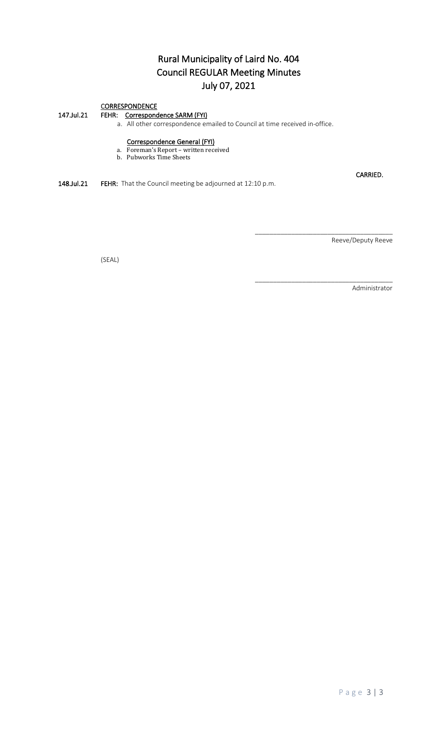# Rural Municipality of Laird No. 404
# Council REGULAR Meeting Minutes
# July 07, 2021

**CORRESPONDENCE**

**147.Jul.21** **FEHR:** **Correspondence SARM (FYI)**

a. All other correspondence emailed to Council at time received in-office.

**Correspondence General (FYI)**

a. Foreman's Report – written received
b. Pubworks Time Sheets

**CARRIED.**

**148.Jul.21** **FEHR:** That the Council meeting be adjourned at 12:10 p.m.

\_\_\_\_\_\_\_\_\_\_\_\_\_\_\_\_\_\_\_\_\_\_\_\_\_\_\_\_\_\_\_\_\_\_\_\_\_\_\_\_
Reeve/Deputy Reeve

(SEAL)

\_\_\_\_\_\_\_\_\_\_\_\_\_\_\_\_\_\_\_\_\_\_\_\_\_\_\_\_\_\_\_\_\_\_\_\_\_\_\_\_
Administrator